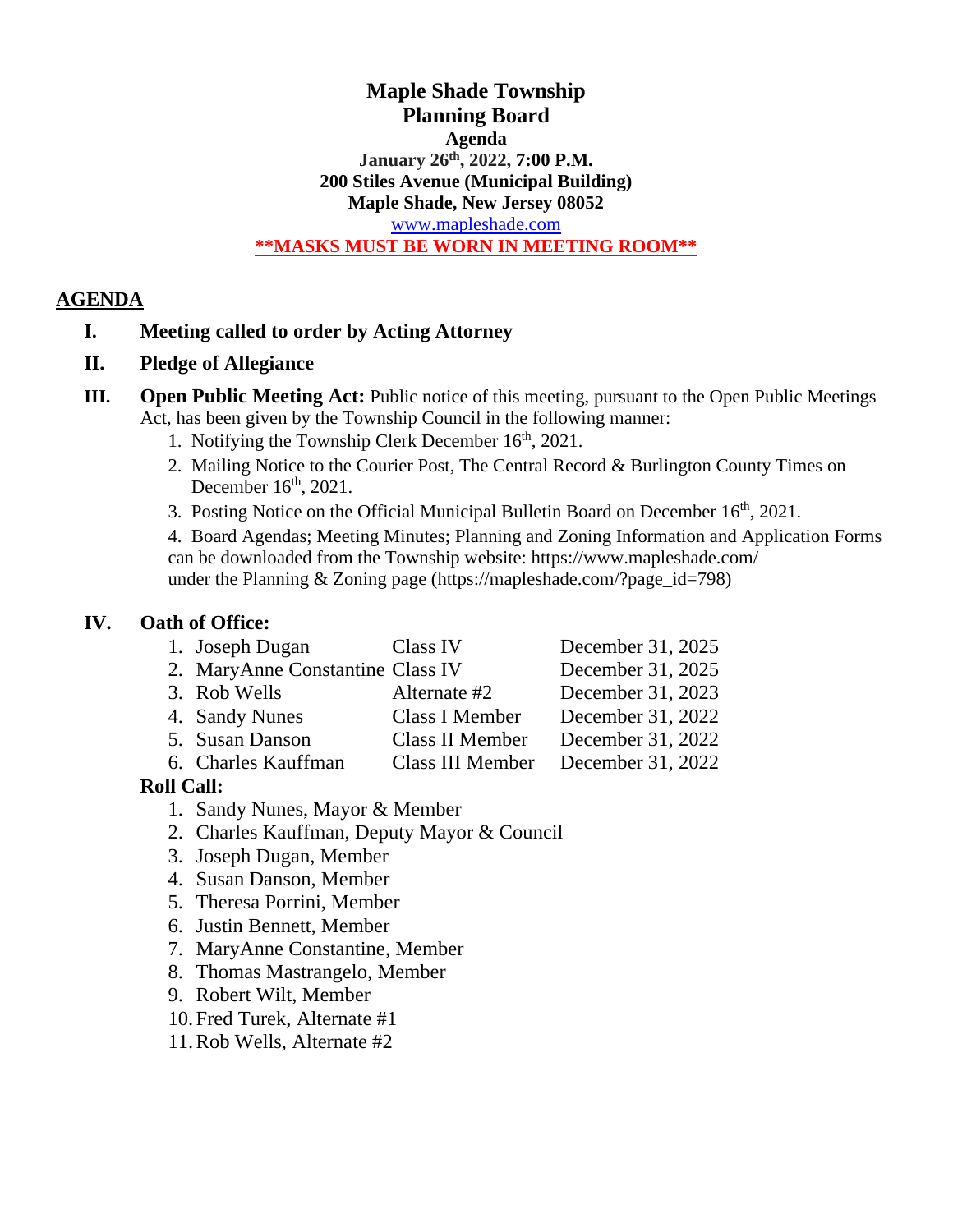# Maple Shade Township
## Planning Board
### Agenda

**January 26th, 2022, 7:00 P.M.**
**200 Stiles Avenue (Municipal Building)**
**Maple Shade, New Jersey 08052**
www.mapleshade.com
**\*\*MASKS MUST BE WORN IN MEETING ROOM\*\***

## AGENDA

**I. Meeting called to order by Acting Attorney**

**II. Pledge of Allegiance**

**III. Open Public Meeting Act:** Public notice of this meeting, pursuant to the Open Public Meetings Act, has been given by the Township Council in the following manner:

1. Notifying the Township Clerk December 16th, 2021.
2. Mailing Notice to the Courier Post, The Central Record & Burlington County Times on December 16th, 2021.
3. Posting Notice on the Official Municipal Bulletin Board on December 16th, 2021.
4. Board Agendas; Meeting Minutes; Planning and Zoning Information and Application Forms can be downloaded from the Township website: https://www.mapleshade.com/ under the Planning & Zoning page (https://mapleshade.com/?page_id=798)

**IV. Oath of Office:**

| | Name | Class | Term Expires |
|---|---|---|---|
| 1. | Joseph Dugan | Class IV | December 31, 2025 |
| 2. | MaryAnne Constantine | Class IV | December 31, 2025 |
| 3. | Rob Wells | Alternate #2 | December 31, 2023 |
| 4. | Sandy Nunes | Class I Member | December 31, 2022 |
| 5. | Susan Danson | Class II Member | December 31, 2022 |
| 6. | Charles Kauffman | Class III Member | December 31, 2022 |

**Roll Call:**

1. Sandy Nunes, Mayor & Member
2. Charles Kauffman, Deputy Mayor & Council
3. Joseph Dugan, Member
4. Susan Danson, Member
5. Theresa Porrini, Member
6. Justin Bennett, Member
7. MaryAnne Constantine, Member
8. Thomas Mastrangelo, Member
9. Robert Wilt, Member
10. Fred Turek, Alternate #1
11. Rob Wells, Alternate #2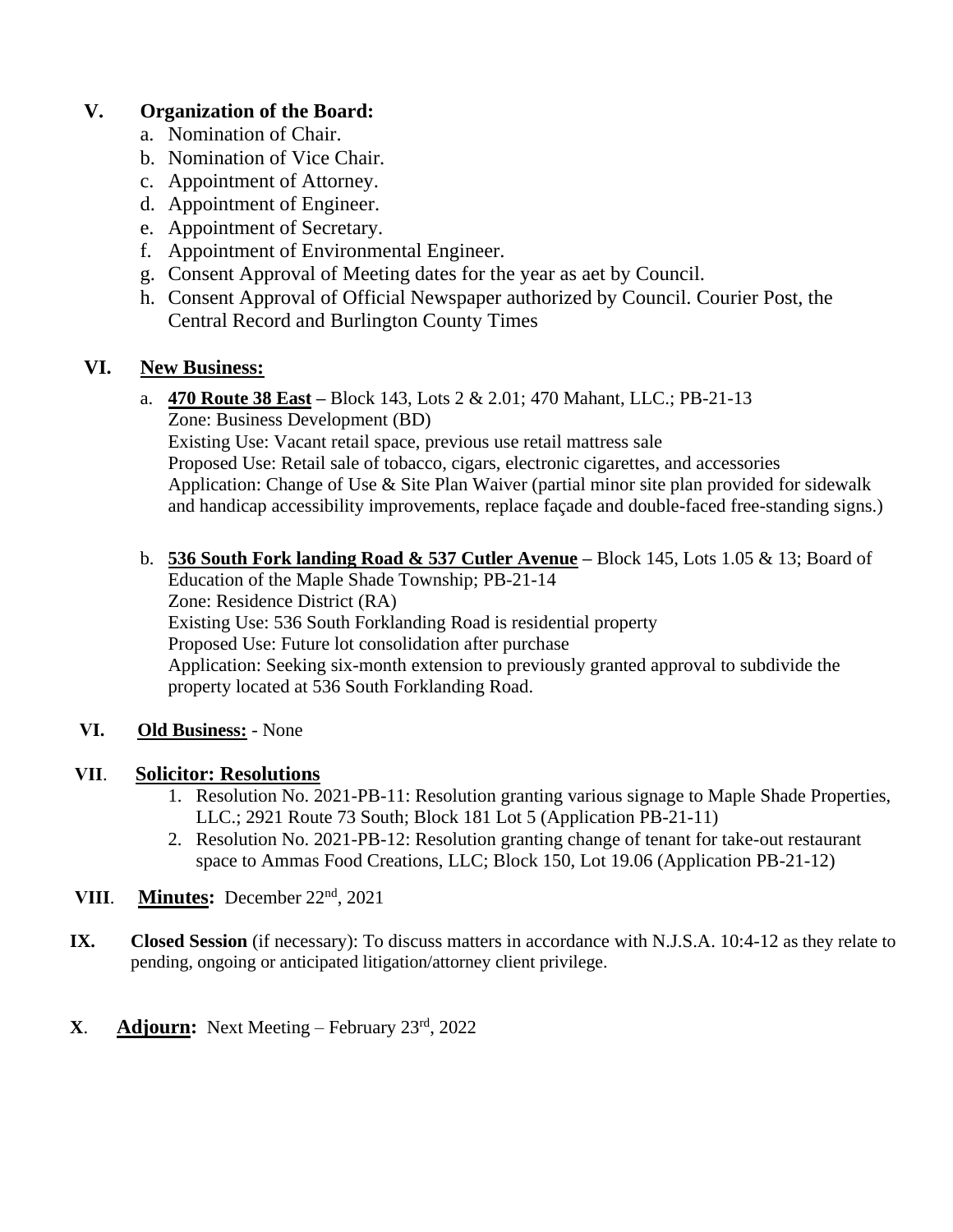**V. Organization of the Board:**

a. Nomination of Chair.
b. Nomination of Vice Chair.
c. Appointment of Attorney.
d. Appointment of Engineer.
e. Appointment of Secretary.
f. Appointment of Environmental Engineer.
g. Consent Approval of Meeting dates for the year as aet by Council.
h. Consent Approval of Official Newspaper authorized by Council. Courier Post, the Central Record and Burlington County Times

**VI. <u>New Business:</u>**

a. **<u>470 Route 38 East</u> –** Block 143, Lots 2 & 2.01; 470 Mahant, LLC.; PB-21-13
Zone: Business Development (BD)
Existing Use: Vacant retail space, previous use retail mattress sale
Proposed Use: Retail sale of tobacco, cigars, electronic cigarettes, and accessories
Application: Change of Use & Site Plan Waiver (partial minor site plan provided for sidewalk and handicap accessibility improvements, replace façade and double-faced free-standing signs.)

b. **<u>536 South Fork landing Road & 537 Cutler Avenue</u> –** Block 145, Lots 1.05 & 13; Board of Education of the Maple Shade Township; PB-21-14
Zone: Residence District (RA)
Existing Use: 536 South Forklanding Road is residential property
Proposed Use: Future lot consolidation after purchase
Application: Seeking six-month extension to previously granted approval to subdivide the property located at 536 South Forklanding Road.

**VI. <u>Old Business:</u>** - None

**VII. <u>Solicitor: Resolutions</u>**

1. Resolution No. 2021-PB-11: Resolution granting various signage to Maple Shade Properties, LLC.; 2921 Route 73 South; Block 181 Lot 5 (Application PB-21-11)
2. Resolution No. 2021-PB-12: Resolution granting change of tenant for take-out restaurant space to Ammas Food Creations, LLC; Block 150, Lot 19.06 (Application PB-21-12)

**VIII. <u>Minutes:</u>** December 22nd, 2021

**IX. Closed Session** (if necessary): To discuss matters in accordance with N.J.S.A. 10:4-12 as they relate to pending, ongoing or anticipated litigation/attorney client privilege.

**X. <u>Adjourn:</u>** Next Meeting – February 23rd, 2022